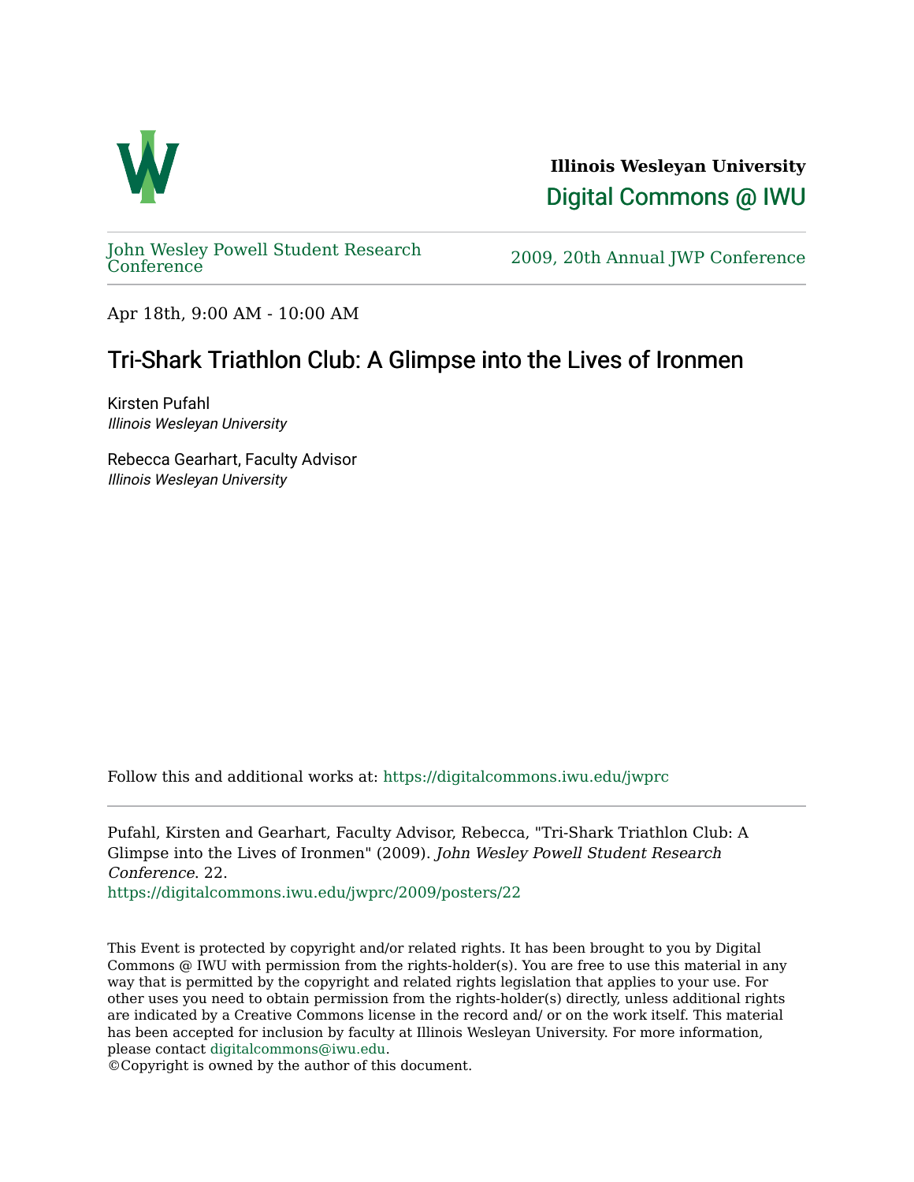**Illinois Wesleyan University**

Digital Commons @ IWU

John Wesley Powell Student Research Conference

2009, 20th Annual JWP Conference

Apr 18th, 9:00 AM - 10:00 AM

# Tri-Shark Triathlon Club: A Glimpse into the Lives of Ironmen

Kirsten Pufahl
*Illinois Wesleyan University*

Rebecca Gearhart, Faculty Advisor
*Illinois Wesleyan University*

Follow this and additional works at: https://digitalcommons.iwu.edu/jwprc

Pufahl, Kirsten and Gearhart, Faculty Advisor, Rebecca, "Tri-Shark Triathlon Club: A Glimpse into the Lives of Ironmen" (2009). *John Wesley Powell Student Research Conference*. 22.
https://digitalcommons.iwu.edu/jwprc/2009/posters/22

This Event is protected by copyright and/or related rights. It has been brought to you by Digital Commons @ IWU with permission from the rights-holder(s). You are free to use this material in any way that is permitted by the copyright and related rights legislation that applies to your use. For other uses you need to obtain permission from the rights-holder(s) directly, unless additional rights are indicated by a Creative Commons license in the record and/ or on the work itself. This material has been accepted for inclusion by faculty at Illinois Wesleyan University. For more information, please contact digitalcommons@iwu.edu.
©Copyright is owned by the author of this document.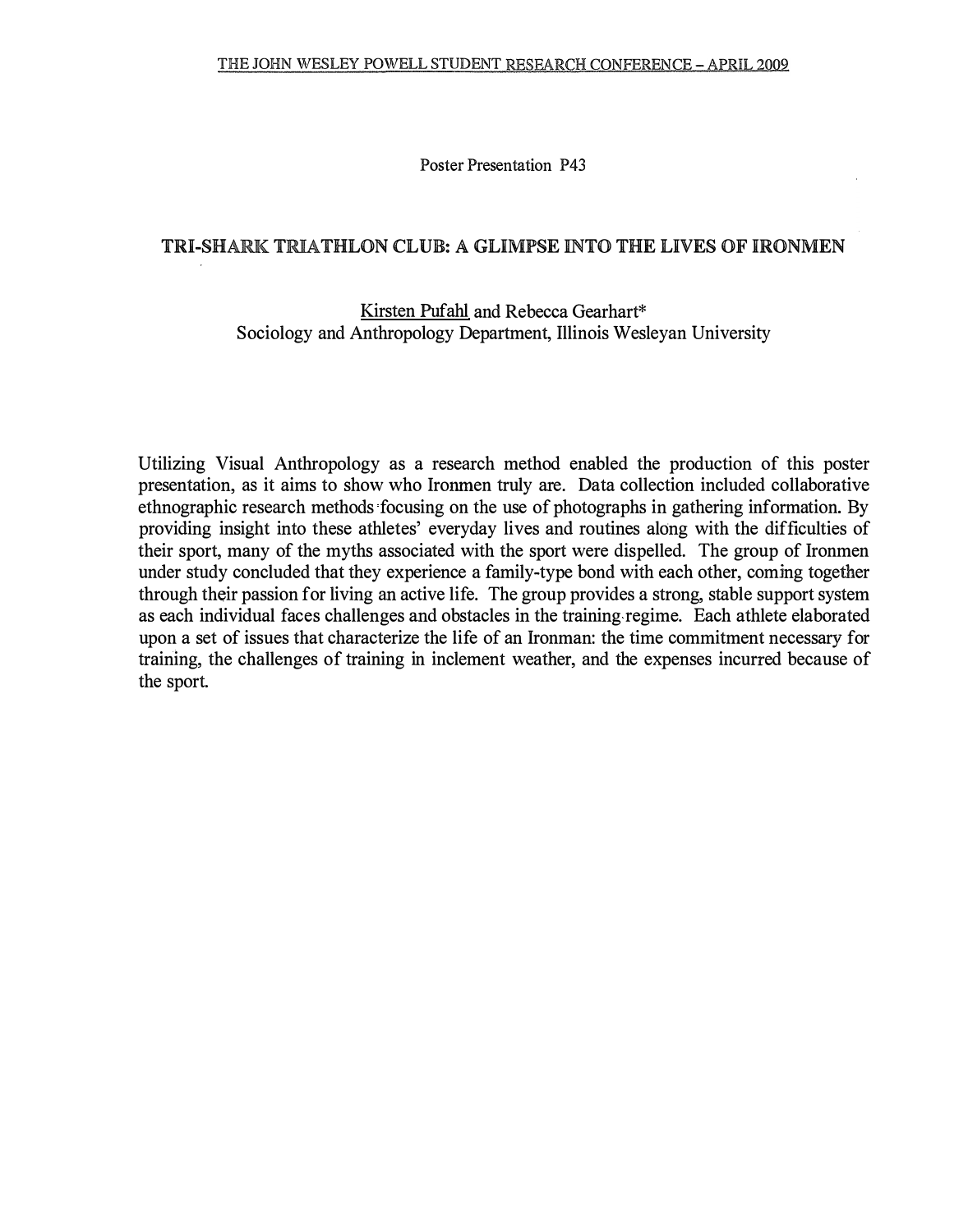Poster Presentation P43

## TRI-SHARK TRIATHLON CLUB: A GLIMPSE INTO THE LIVES OF IRONMEN

Kirsten Pufahl and Rebecca Gearhart*
Sociology and Anthropology Department, Illinois Wesleyan University

Utilizing Visual Anthropology as a research method enabled the production of this poster presentation, as it aims to show who Ironmen truly are. Data collection included collaborative ethnographic research methods focusing on the use of photographs in gathering information. By providing insight into these athletes' everyday lives and routines along with the difficulties of their sport, many of the myths associated with the sport were dispelled. The group of Ironmen under study concluded that they experience a family-type bond with each other, coming together through their passion for living an active life. The group provides a strong, stable support system as each individual faces challenges and obstacles in the training regime. Each athlete elaborated upon a set of issues that characterize the life of an Ironman: the time commitment necessary for training, the challenges of training in inclement weather, and the expenses incurred because of the sport.